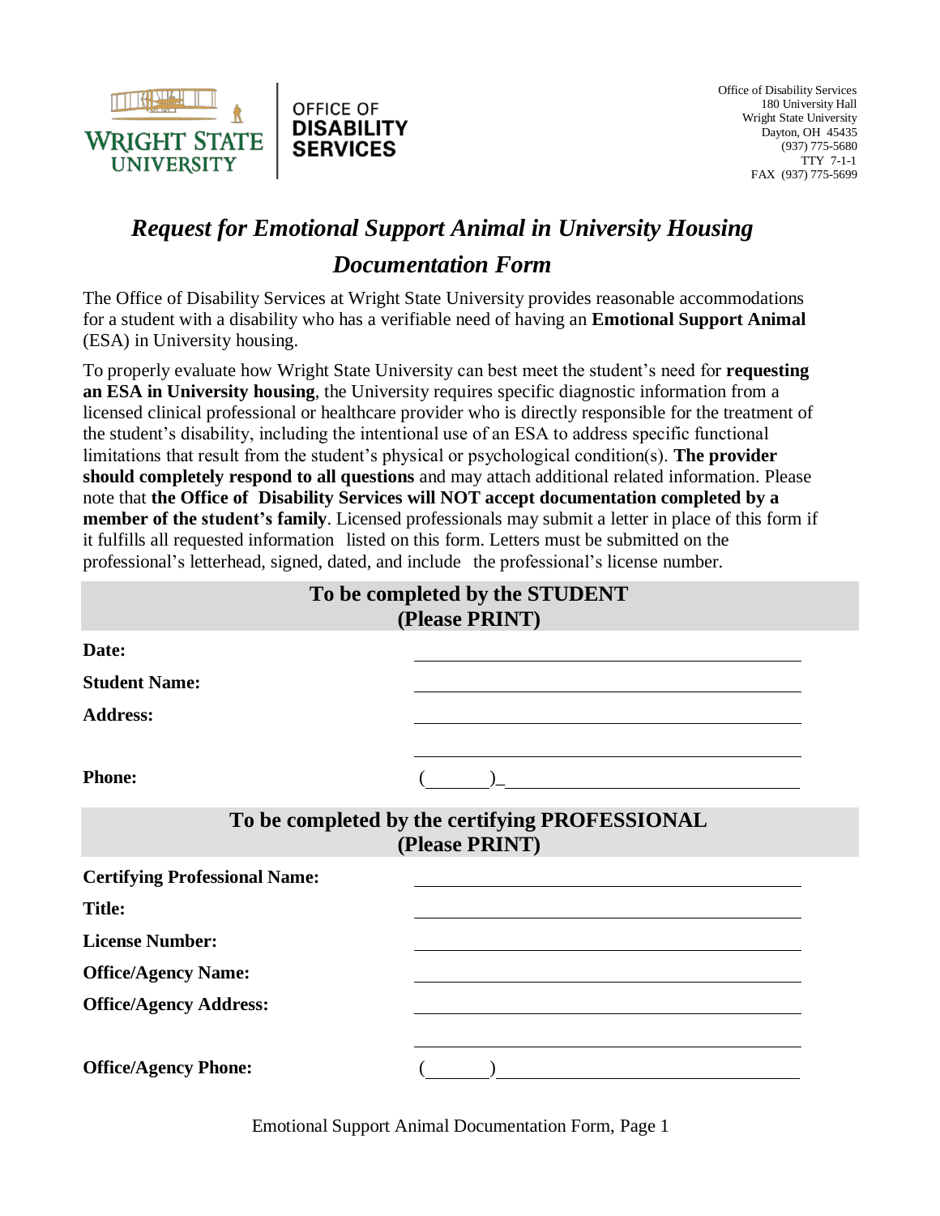WRIGHT STATE UNIVERSITY | OFFICE OF DISABILITY SERVICES

Office of Disability Services
180 University Hall
Wright State University
Dayton, OH 45435
(937) 775-5680
TTY 7-1-1
FAX (937) 775-5699

# *Request for Emotional Support Animal in University Housing Documentation Form*

The Office of Disability Services at Wright State University provides reasonable accommodations for a student with a disability who has a verifiable need of having an **Emotional Support Animal** (ESA) in University housing.

To properly evaluate how Wright State University can best meet the student's need for **requesting an ESA in University housing**, the University requires specific diagnostic information from a licensed clinical professional or healthcare provider who is directly responsible for the treatment of the student's disability, including the intentional use of an ESA to address specific functional limitations that result from the student's physical or psychological condition(s). **The provider should completely respond to all questions** and may attach additional related information. Please note that **the Office of Disability Services will NOT accept documentation completed by a member of the student's family**. Licensed professionals may submit a letter in place of this form if it fulfills all requested information listed on this form. Letters must be submitted on the professional's letterhead, signed, dated, and include the professional's license number.

## To be completed by the STUDENT (Please PRINT)

**Date:** ______________________________

**Student Name:** ______________________________

**Address:** ______________________________

______________________________

**Phone:** (______)______________________________

## To be completed by the certifying PROFESSIONAL (Please PRINT)

**Certifying Professional Name:** ______________________________

**Title:** ______________________________

**License Number:** ______________________________

**Office/Agency Name:** ______________________________

**Office/Agency Address:** ______________________________

______________________________

**Office/Agency Phone:** (______)______________________________

Emotional Support Animal Documentation Form, Page 1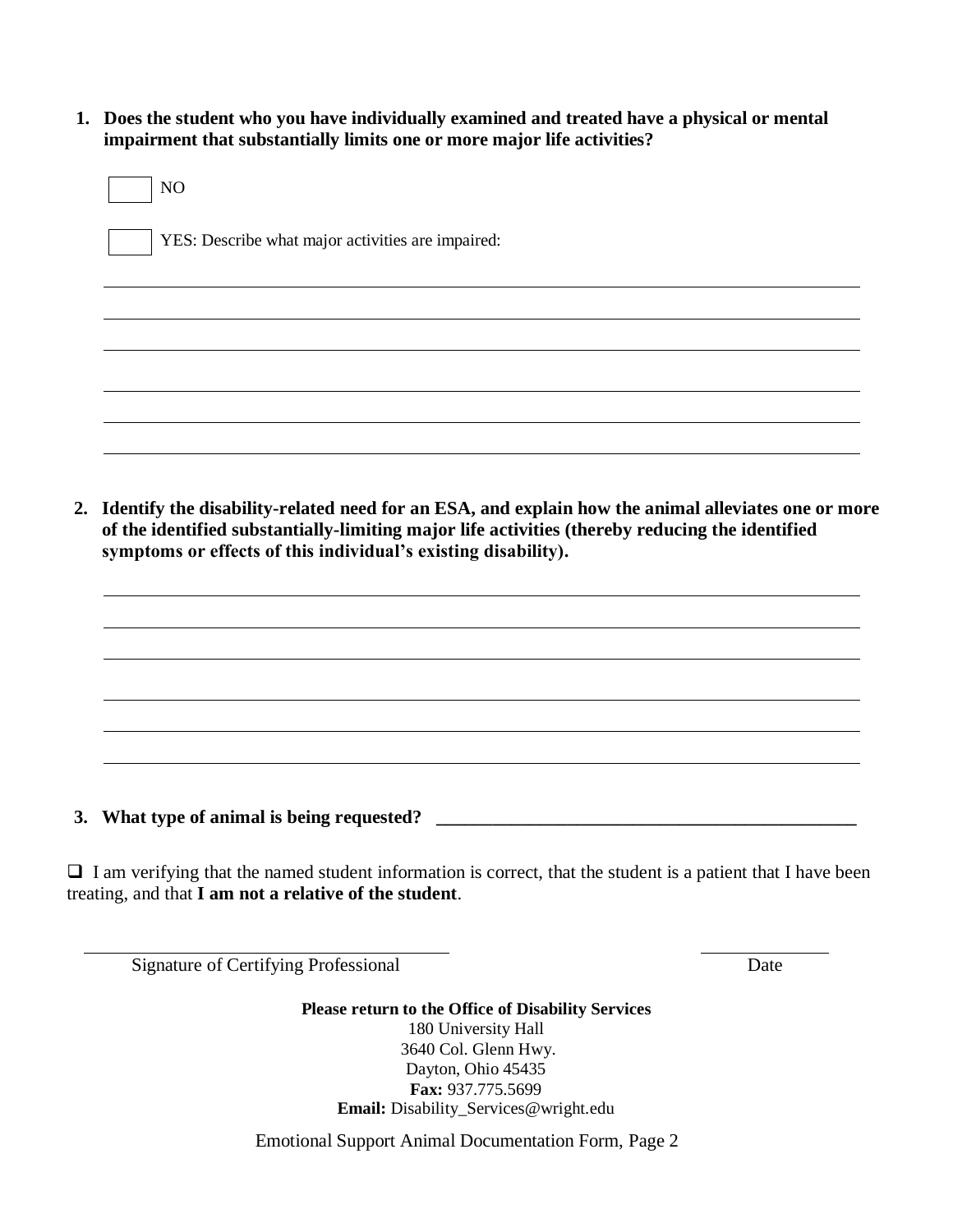1. **Does the student who you have individually examined and treated have a physical or mental impairment that substantially limits one or more major life activities?**

☐ NO

☐ YES: Describe what major activities are impaired:

______________________________________________________________________________

______________________________________________________________________________

______________________________________________________________________________

______________________________________________________________________________

______________________________________________________________________________

______________________________________________________________________________

2. **Identify the disability-related need for an ESA, and explain how the animal alleviates one or more of the identified substantially-limiting major life activities (thereby reducing the identified symptoms or effects of this individual's existing disability).**

______________________________________________________________________________

______________________________________________________________________________

______________________________________________________________________________

______________________________________________________________________________

______________________________________________________________________________

______________________________________________________________________________

3. **What type of animal is being requested?** ______________________________________________

☐ I am verifying that the named student information is correct, that the student is a patient that I have been treating, and that **I am not a relative of the student**.

______________________________________ ______________

Signature of Certifying Professional Date

**Please return to the Office of Disability Services**
180 University Hall
3640 Col. Glenn Hwy.
Dayton, Ohio 45435
**Fax:** 937.775.5699
**Email:** Disability_Services@wright.edu

Emotional Support Animal Documentation Form, Page 2